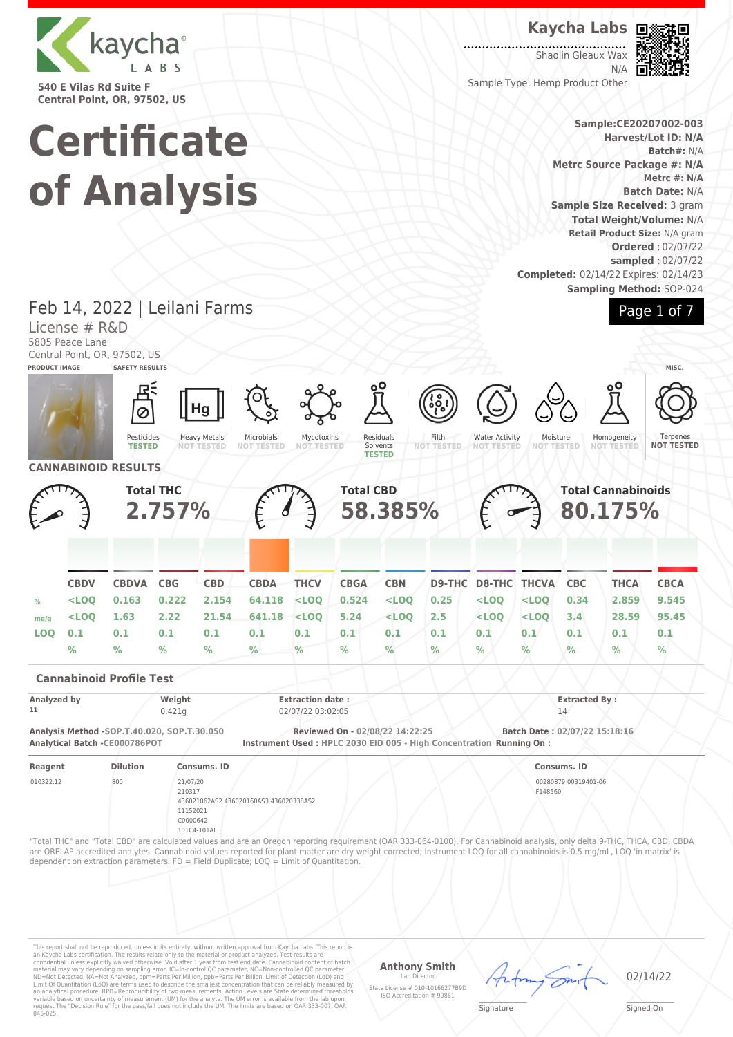kaycha LABS

540 E Vilas Rd Suite F
Central Point, OR, 97502, US

# Certificate of Analysis

**Kaycha Labs**

Shaolin Gleaux Wax
N/A

Sample Type: Hemp Product Other

**Sample:CE20207002-003**
**Harvest/Lot ID: N/A**
**Batch#:** N/A
**Metrc Source Package #: N/A**
**Metrc #: N/A**
**Batch Date:** N/A
**Sample Size Received:** 3 gram
**Total Weight/Volume:** N/A
**Retail Product Size:** N/A gram
**Ordered** : 02/07/22
**sampled** : 02/07/22
**Completed:** 02/14/22 Expires: 02/14/23
**Sampling Method:** SOP-024

## Feb 14, 2022 | Leilani Farms

License # R&D
5805 Peace Lane
Central Point, OR, 97502, US

**PRODUCT IMAGE** | **SAFETY RESULTS** | **MISC.**

| Pesticides | Heavy Metals | Microbials | Mycotoxins | Residuals Solvents | Filth | Water Activity | Moisture | Homogeneity | Terpenes |
|---|---|---|---|---|---|---|---|---|---|
| TESTED | NOT TESTED | NOT TESTED | NOT TESTED | TESTED | NOT TESTED | NOT TESTED | NOT TESTED | NOT TESTED | NOT TESTED |

## CANNABINOID RESULTS

**Total THC** 2.757% | **Total CBD** 58.385% | **Total Cannabinoids** 80.175%

| | CBDV | CBDVA | CBG | CBD | CBDA | THCV | CBGA | CBN | D9-THC | D8-THC | THCVA | CBC | THCA | CBCA |
|---|---|---|---|---|---|---|---|---|---|---|---|---|---|---|
| % | <LOQ | 0.163 | 0.222 | 2.154 | 64.118 | <LOQ | 0.524 | <LOQ | 0.25 | <LOQ | <LOQ | 0.34 | 2.859 | 9.545 |
| mg/g | <LOQ | 1.63 | 2.22 | 21.54 | 641.18 | <LOQ | 5.24 | <LOQ | 2.5 | <LOQ | <LOQ | 3.4 | 28.59 | 95.45 |
| LOQ | 0.1 | 0.1 | 0.1 | 0.1 | 0.1 | 0.1 | 0.1 | 0.1 | 0.1 | 0.1 | 0.1 | 0.1 | 0.1 | 0.1 |
| | % | % | % | % | % | % | % | % | % | % | % | % | % | % |

### Cannabinoid Profile Test

**Analyzed by** 11 | **Weight** 0.421g | **Extraction date :** 02/07/22 03:02:05 | **Extracted By :** 14

**Analysis Method** -SOP.T.40.020, SOP.T.30.050
**Analytical Batch** -CE000786POT
**Reviewed On** - 02/08/22 14:22:25
**Instrument Used** : HPLC 2030 EID 005 - High Concentration
**Batch Date :** 02/07/22 15:18:16
**Running On :**

| Reagent | Dilution | Consums. ID | Consums. ID |
|---|---|---|---|
| 010322.12 | 800 | 21/07/20<br>210317<br>436021062AS2 436020160AS3 436020338AS2<br>11152021<br>C0000642<br>101C4-101AL | 00280879 00319401-06<br>F148560 |

"Total THC" and "Total CBD" are calculated values and are an Oregon reporting requirement (OAR 333-064-0100). For Cannabinoid analysis, only delta 9-THC, THCA, CBD, CBDA are ORELAP accredited analytes. Cannabinoid values reported for plant matter are dry weight corrected; Instrument LOQ for all cannabinoids is 0.5 mg/mL, LOQ 'in matrix' is dependent on extraction parameters. FD = Field Duplicate; LOQ = Limit of Quantitation.

This report shall not be reproduced, unless in its entirety, without written approval from Kaycha Labs. This report is an Kaycha Labs certification. The results relate only to the material or product analyzed. Test results are confidential unless explicitly waived otherwise. Void after 1 year from test end date. Cannabinoid content of batch material may vary depending on sampling error. IC=In-control QC parameter, NC=Non-controlled QC parameter, ND=Not Detected, NA=Not Analyzed, ppm=Parts Per Million, ppb=Parts Per Billion. Limit of Detection (LoD) and Limit Of Quantitation (LoQ) are terms used to describe the smallest concentration that can be reliably measured by an analytical procedure. RPD=Reproducibility of two measurements. Action Levels are State determined thresholds variable based on uncertainty of measurement (UM) for the analyte. The UM error is available from the lab upon request.The "Decision Rule" for the pass/fail does not include the UM. The limits are based on OAR 333-007, OAR 845-025.

**Anthony Smith**
Lab Director
State License # 010-10166277B9D
ISO Accreditation # 99861

Signature | Signed On: 02/14/22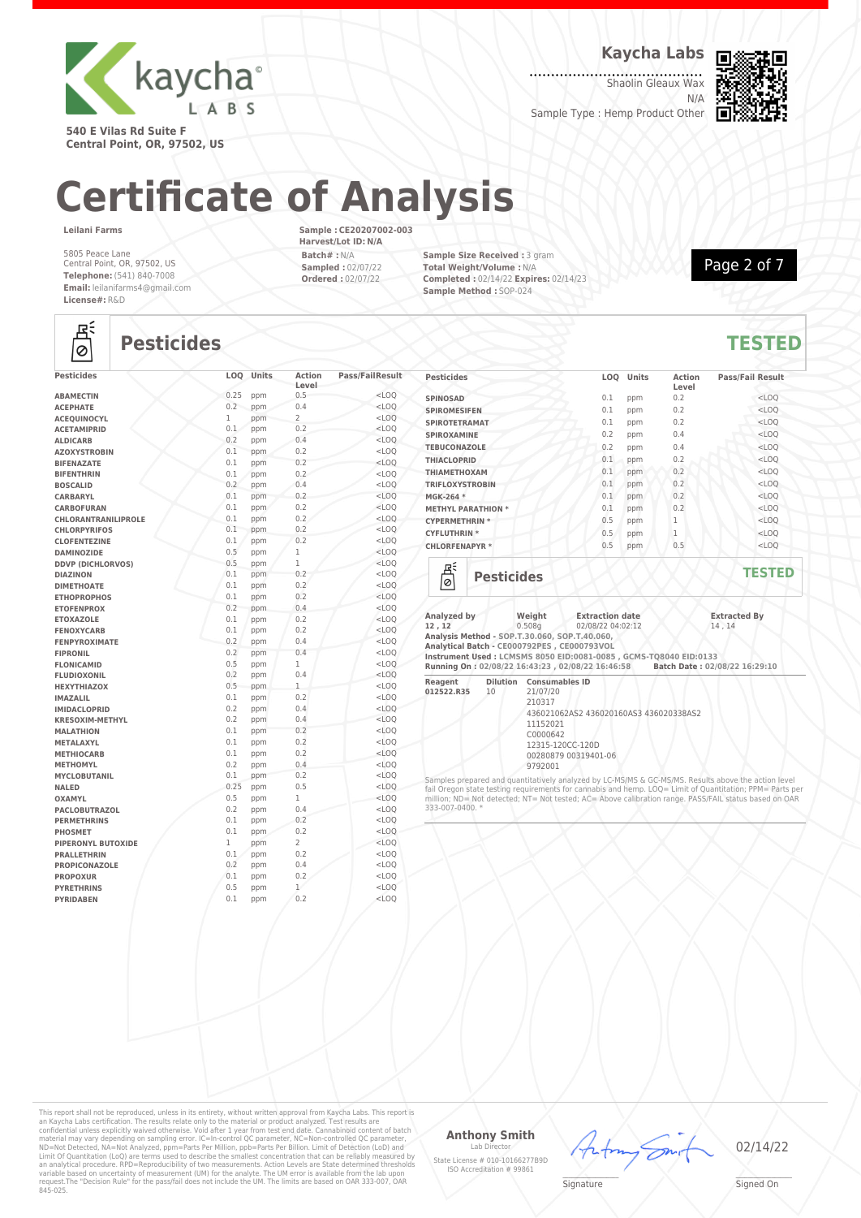**Kaycha Labs**

Shaolin Gleaux Wax
N/A
Sample Type : Hemp Product Other

540 E Vilas Rd Suite F
Central Point, OR, 97502, US

# Certificate of Analysis

**Leilani Farms**

5805 Peace Lane
Central Point, OR, 97502, US
**Telephone:** (541) 840-7008
**Email:** leilanifarms4@gmail.com
**License#:** R&D

**Sample : CE20207002-003**
**Harvest/Lot ID: N/A**
**Batch# :** N/A
**Sampled :** 02/07/22
**Ordered :** 02/07/22

**Sample Size Received :** 3 gram
**Total Weight/Volume :** N/A
**Completed :** 02/14/22 **Expires:** 02/14/23
**Sample Method :** SOP-024

## Pesticides

**TESTED**

| Pesticides | LOQ | Units | Action Level | Pass/Fail | Result |
|---|---|---|---|---|---|
| ABAMECTIN | 0.25 | ppm | 0.5 | | <LOQ |
| ACEPHATE | 0.2 | ppm | 0.4 | | <LOQ |
| ACEQUINOCYL | 1 | ppm | 2 | | <LOQ |
| ACETAMIPRID | 0.1 | ppm | 0.2 | | <LOQ |
| ALDICARB | 0.2 | ppm | 0.4 | | <LOQ |
| AZOXYSTROBIN | 0.1 | ppm | 0.2 | | <LOQ |
| BIFENAZATE | 0.1 | ppm | 0.2 | | <LOQ |
| BIFENTHRIN | 0.1 | ppm | 0.2 | | <LOQ |
| BOSCALID | 0.2 | ppm | 0.4 | | <LOQ |
| CARBARYL | 0.1 | ppm | 0.2 | | <LOQ |
| CARBOFURAN | 0.1 | ppm | 0.2 | | <LOQ |
| CHLORANTRANILIPROLE | 0.1 | ppm | 0.2 | | <LOQ |
| CHLORPYRIFOS | 0.1 | ppm | 0.2 | | <LOQ |
| CLOFENTEZINE | 0.1 | ppm | 0.2 | | <LOQ |
| DAMINOZIDE | 0.5 | ppm | 1 | | <LOQ |
| DDVP (DICHLORVOS) | 0.5 | ppm | 1 | | <LOQ |
| DIAZINON | 0.1 | ppm | 0.2 | | <LOQ |
| DIMETHOATE | 0.1 | ppm | 0.2 | | <LOQ |
| ETHOPROPHOS | 0.1 | ppm | 0.2 | | <LOQ |
| ETOFENPROX | 0.2 | ppm | 0.4 | | <LOQ |
| ETOXAZOLE | 0.1 | ppm | 0.2 | | <LOQ |
| FENOXYCARB | 0.1 | ppm | 0.2 | | <LOQ |
| FENPYROXIMATE | 0.2 | ppm | 0.4 | | <LOQ |
| FIPRONIL | 0.2 | ppm | 0.4 | | <LOQ |
| FLONICAMID | 0.5 | ppm | 1 | | <LOQ |
| FLUDIOXONIL | 0.2 | ppm | 0.4 | | <LOQ |
| HEXYTHIAZOX | 0.5 | ppm | 1 | | <LOQ |
| IMAZALIL | 0.1 | ppm | 0.2 | | <LOQ |
| IMIDACLOPRID | 0.2 | ppm | 0.4 | | <LOQ |
| KRESOXIM-METHYL | 0.2 | ppm | 0.4 | | <LOQ |
| MALATHION | 0.1 | ppm | 0.2 | | <LOQ |
| METALAXYL | 0.1 | ppm | 0.2 | | <LOQ |
| METHIOCARB | 0.1 | ppm | 0.2 | | <LOQ |
| METHOMYL | 0.2 | ppm | 0.4 | | <LOQ |
| MYCLOBUTANIL | 0.1 | ppm | 0.2 | | <LOQ |
| NALED | 0.25 | ppm | 0.5 | | <LOQ |
| OXAMYL | 0.5 | ppm | 1 | | <LOQ |
| PACLOBUTRAZOL | 0.2 | ppm | 0.4 | | <LOQ |
| PERMETHRINS | 0.1 | ppm | 0.2 | | <LOQ |
| PHOSMET | 0.1 | ppm | 0.2 | | <LOQ |
| PIPERONYL BUTOXIDE | 1 | ppm | 2 | | <LOQ |
| PRALLETHRIN | 0.1 | ppm | 0.2 | | <LOQ |
| PROPICONAZOLE | 0.2 | ppm | 0.4 | | <LOQ |
| PROPOXUR | 0.1 | ppm | 0.2 | | <LOQ |
| PYRETHRINS | 0.5 | ppm | 1 | | <LOQ |
| PYRIDABEN | 0.1 | ppm | 0.2 | | <LOQ |
| SPINOSAD | 0.1 | ppm | 0.2 | | <LOQ |
| SPIROMESIFEN | 0.1 | ppm | 0.2 | | <LOQ |
| SPIROTETRAMAT | 0.1 | ppm | 0.2 | | <LOQ |
| SPIROXAMINE | 0.2 | ppm | 0.4 | | <LOQ |
| TEBUCONAZOLE | 0.2 | ppm | 0.4 | | <LOQ |
| THIACLOPRID | 0.1 | ppm | 0.2 | | <LOQ |
| THIAMETHOXAM | 0.1 | ppm | 0.2 | | <LOQ |
| TRIFLOXYSTROBIN | 0.1 | ppm | 0.2 | | <LOQ |
| MGK-264 * | 0.1 | ppm | 0.2 | | <LOQ |
| METHYL PARATHION * | 0.1 | ppm | 0.2 | | <LOQ |
| CYPERMETHRIN * | 0.5 | ppm | 1 | | <LOQ |
| CYFLUTHRIN * | 0.5 | ppm | 1 | | <LOQ |
| CHLORFENAPYR * | 0.5 | ppm | 0.5 | | <LOQ |

## Pesticides

**TESTED**

| Analyzed by | Weight | Extraction date | Extracted By |
|---|---|---|---|
| 12 , 12 | 0.508g | 02/08/22 04:02:12 | 14 , 14 |

**Analysis Method - SOP.T.30.060, SOP.T.40.060,**
**Analytical Batch - CE000792PES , CE000793VOL**
**Instrument Used : LCMSMS 8050 EID:0081-0085 , GCMS-TQ8040 EID:0133**
**Running On : 02/08/22 16:43:23 , 02/08/22 16:46:58** **Batch Date : 02/08/22 16:29:10**

| Reagent | Dilution | Consumables ID |
|---|---|---|
| 012522.R35 | 10 | 21/07/20<br>210317<br>436021062AS2 436020160AS3 436020338AS2<br>11152021<br>C0000642<br>12315-120CC-120D<br>00280879 00319401-06<br>9792001 |

Samples prepared and quantitatively analyzed by LC-MS/MS & GC-MS/MS. Results above the action level fail Oregon state testing requirements for cannabis and hemp. LOQ= Limit of Quantitation; PPM= Parts per million; ND= Not detected; NT= Not tested; AC= Above calibration range. PASS/FAIL status based on OAR 333-007-0400. *

This report shall not be reproduced, unless in its entirety, without written approval from Kaycha Labs. This report is an Kaycha Labs certification. The results relate only to the material or product analyzed. Test results are confidential unless explicitly waived otherwise. Void after 1 year from test end date. Cannabinoid content of batch material may vary depending on sampling error. IC=In-control QC parameter, NC=Non-controlled QC parameter, ND=Not Detected, NA=Not Analyzed, ppm=Parts Per Million, ppb=Parts Per Billion. Limit of Detection (LoD) and Limit Of Quantitation (LoQ) are terms used to describe the smallest concentration that can be reliably measured by an analytical procedure. RPD=Reproducibility of two measurements. Action Levels are State determined thresholds variable based on uncertainty of measurement (UM) for the analyte. The UM error is available from the lab upon request.The "Decision Rule" for the pass/fail does not include the UM. The limits are based on OAR 333-007, OAR 845-025.

**Anthony Smith**
Lab Director
State License # 010-10166277B9D
ISO Accreditation # 99861

Signature

02/14/22
Signed On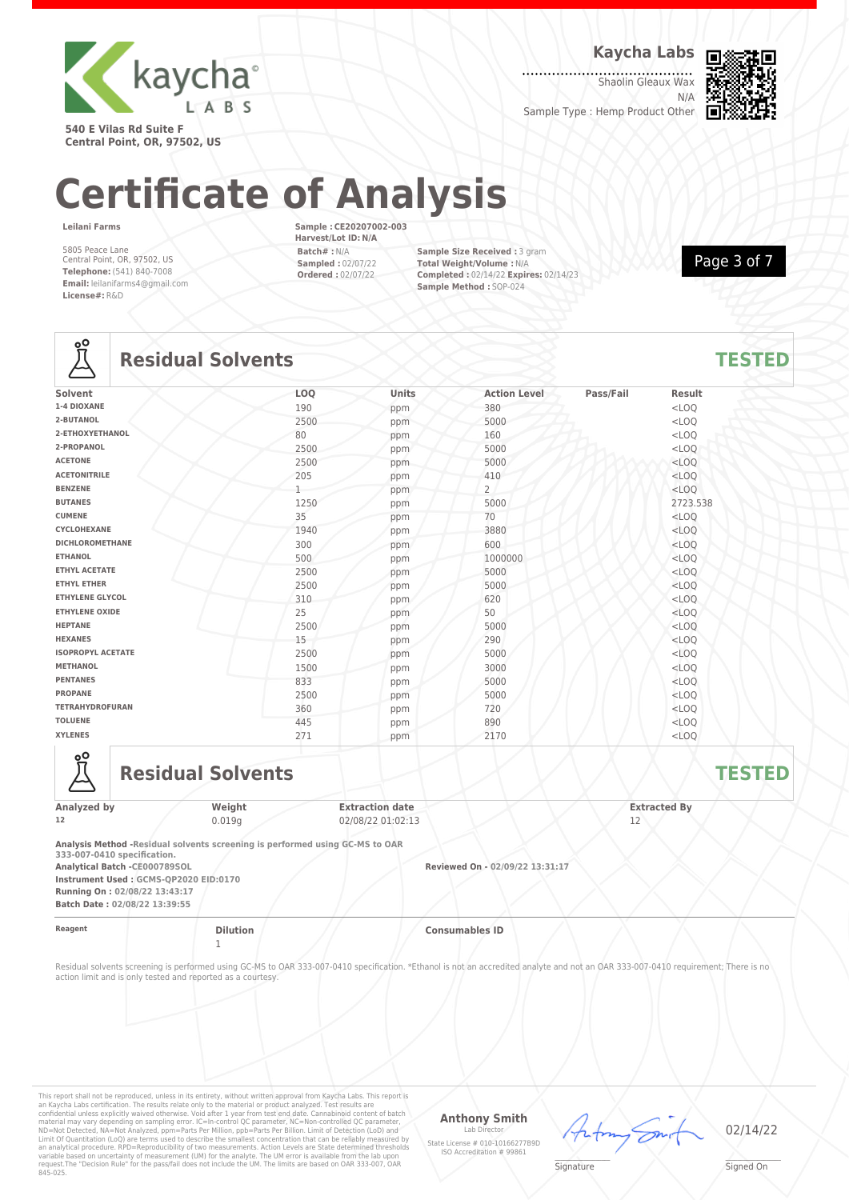**Kaycha Labs**

Shaolin Gleaux Wax
N/A
Sample Type : Hemp Product Other

540 E Vilas Rd Suite F
Central Point, OR, 97502, US

# Certificate of Analysis

**Leilani Farms**

5805 Peace Lane
Central Point, OR, 97502, US
**Telephone:** (541) 840-7008
**Email:** leilanifarms4@gmail.com
**License#:** R&D

**Sample : CE20207002-003**
**Harvest/Lot ID: N/A**
**Batch# :** N/A
**Sampled :** 02/07/22
**Ordered :** 02/07/22

**Sample Size Received :** 3 gram
**Total Weight/Volume :** N/A
**Completed :** 02/14/22 **Expires:** 02/14/23
**Sample Method :** SOP-024

## Residual Solvents — TESTED

| Solvent | LOQ | Units | Action Level | Pass/Fail | Result |
|---|---|---|---|---|---|
| 1-4 DIOXANE | 190 | ppm | 380 | | <LOQ |
| 2-BUTANOL | 2500 | ppm | 5000 | | <LOQ |
| 2-ETHOXYETHANOL | 80 | ppm | 160 | | <LOQ |
| 2-PROPANOL | 2500 | ppm | 5000 | | <LOQ |
| ACETONE | 2500 | ppm | 5000 | | <LOQ |
| ACETONITRILE | 205 | ppm | 410 | | <LOQ |
| BENZENE | 1 | ppm | 2 | | <LOQ |
| BUTANES | 1250 | ppm | 5000 | | 2723.538 |
| CUMENE | 35 | ppm | 70 | | <LOQ |
| CYCLOHEXANE | 1940 | ppm | 3880 | | <LOQ |
| DICHLOROMETHANE | 300 | ppm | 600 | | <LOQ |
| ETHANOL | 500 | ppm | 1000000 | | <LOQ |
| ETHYL ACETATE | 2500 | ppm | 5000 | | <LOQ |
| ETHYL ETHER | 2500 | ppm | 5000 | | <LOQ |
| ETHYLENE GLYCOL | 310 | ppm | 620 | | <LOQ |
| ETHYLENE OXIDE | 25 | ppm | 50 | | <LOQ |
| HEPTANE | 2500 | ppm | 5000 | | <LOQ |
| HEXANES | 15 | ppm | 290 | | <LOQ |
| ISOPROPYL ACETATE | 2500 | ppm | 5000 | | <LOQ |
| METHANOL | 1500 | ppm | 3000 | | <LOQ |
| PENTANES | 833 | ppm | 5000 | | <LOQ |
| PROPANE | 2500 | ppm | 5000 | | <LOQ |
| TETRAHYDROFURAN | 360 | ppm | 720 | | <LOQ |
| TOLUENE | 445 | ppm | 890 | | <LOQ |
| XYLENES | 271 | ppm | 2170 | | <LOQ |

## Residual Solvents — TESTED

| Analyzed by | Weight | Extraction date | Extracted By |
|---|---|---|---|
| 12 | 0.019g | 02/08/22 01:02:13 | 12 |

**Analysis Method -Residual solvents screening is performed using GC-MS to OAR 333-007-0410 specification.**
**Analytical Batch -CE000789SOL**
**Instrument Used : GCMS-QP2020 EID:0170**
**Running On : 02/08/22 13:43:17**
**Batch Date : 02/08/22 13:39:55**

**Reviewed On - 02/09/22 13:31:17**

| Reagent | Dilution | Consumables ID |
|---|---|---|
| | 1 | |

Residual solvents screening is performed using GC-MS to OAR 333-007-0410 specification. *Ethanol is not an accredited analyte and not an OAR 333-007-0410 requirement; There is no action limit and is only tested and reported as a courtesy.

This report shall not be reproduced, unless in its entirety, without written approval from Kaycha Labs. This report is an Kaycha Labs certification. The results relate only to the material or product analyzed. Test results are confidential unless explicitly waived otherwise. Void after 1 year from test end date. Cannabinoid content of batch material may vary depending on sampling error. IC=In-control QC parameter, NC=Non-controlled QC parameter, ND=Not Detected, NA=Not Analyzed, ppm=Parts Per Million, ppb=Parts Per Billion. Limit of Detection (LoD) and Limit Of Quantitation (LoQ) are terms used to describe the smallest concentration that can be reliably measured by an analytical procedure. RPD=Reproducibility of two measurements. Action Levels are State determined thresholds variable based on uncertainty of measurement (UM) for the analyte. The UM error is available from the lab upon request.The "Decision Rule" for the pass/fail does not include the UM. The limits are based on OAR 333-007, OAR 845-025.

**Anthony Smith**
Lab Director
State License # 010-10166277B9D
ISO Accreditation # 99861

Signature

02/14/22
Signed On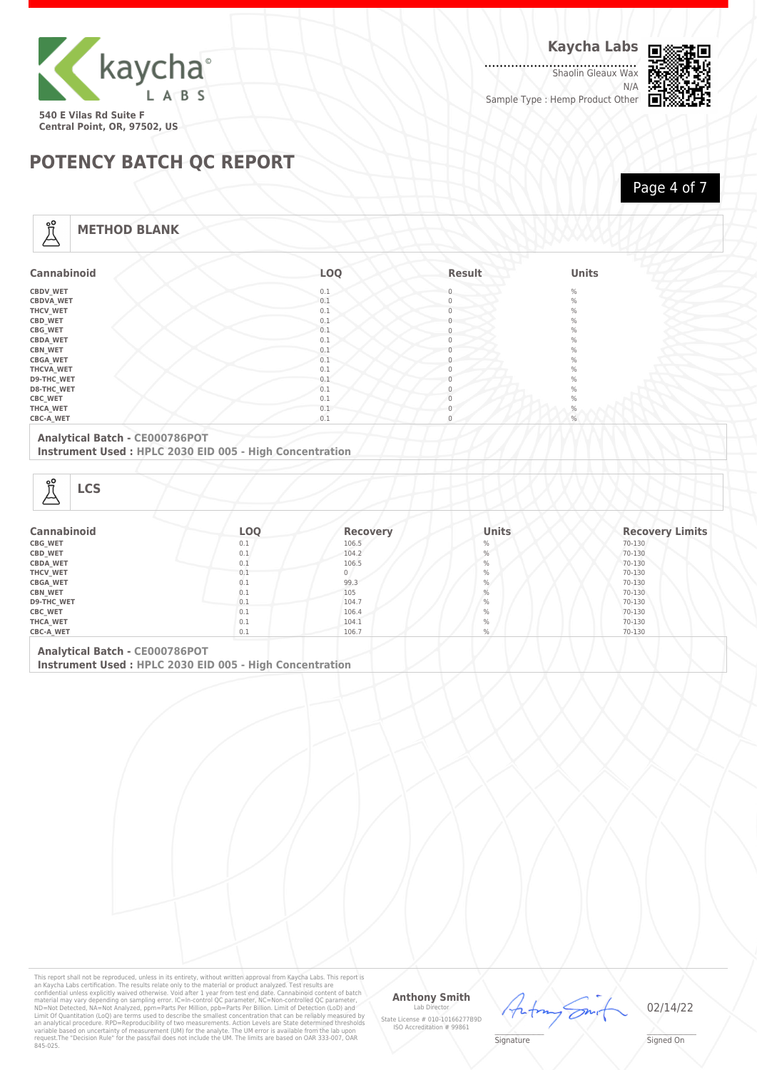Kaycha Labs

540 E Vilas Rd Suite F
Central Point, OR, 97502, US

**Kaycha Labs**
Shaolin Gleaux Wax
N/A
Sample Type : Hemp Product Other

# POTENCY BATCH QC REPORT

## METHOD BLANK

| Cannabinoid | LOQ | Result | Units |
|---|---|---|---|
| CBDV_WET | 0.1 | 0 | % |
| CBDVA_WET | 0.1 | 0 | % |
| THCV_WET | 0.1 | 0 | % |
| CBD_WET | 0.1 | 0 | % |
| CBG_WET | 0.1 | 0 | % |
| CBDA_WET | 0.1 | 0 | % |
| CBN_WET | 0.1 | 0 | % |
| CBGA_WET | 0.1 | 0 | % |
| THCVA_WET | 0.1 | 0 | % |
| D9-THC_WET | 0.1 | 0 | % |
| D8-THC_WET | 0.1 | 0 | % |
| CBC_WET | 0.1 | 0 | % |
| THCA_WET | 0.1 | 0 | % |
| CBC-A_WET | 0.1 | 0 | % |

**Analytical Batch - CE000786POT**
**Instrument Used : HPLC 2030 EID 005 - High Concentration**

## LCS

| Cannabinoid | LOQ | Recovery | Units | Recovery Limits |
|---|---|---|---|---|
| CBG_WET | 0.1 | 106.5 | % | 70-130 |
| CBD_WET | 0.1 | 104.2 | % | 70-130 |
| CBDA_WET | 0.1 | 106.5 | % | 70-130 |
| THCV_WET | 0.1 | 0 | % | 70-130 |
| CBGA_WET | 0.1 | 99.3 | % | 70-130 |
| CBN_WET | 0.1 | 105 | % | 70-130 |
| D9-THC_WET | 0.1 | 104.7 | % | 70-130 |
| CBC_WET | 0.1 | 106.4 | % | 70-130 |
| THCA_WET | 0.1 | 104.1 | % | 70-130 |
| CBC-A_WET | 0.1 | 106.7 | % | 70-130 |

**Analytical Batch - CE000786POT**
**Instrument Used : HPLC 2030 EID 005 - High Concentration**

This report shall not be reproduced, unless in its entirety, without written approval from Kaycha Labs. This report is an Kaycha Labs certification. The results relate only to the material or product analyzed. Test results are confidential unless explicitly waived otherwise. Void after 1 year from test end date. Cannabinoid content of batch material may vary depending on sampling error. IC=In-control QC parameter, NC=Non-controlled QC parameter, ND=Not Detected, NA=Not Analyzed, ppm=Parts Per Million, ppb=Parts Per Billion. Limit of Detection (LoD) and Limit Of Quantitation (LoQ) are terms used to describe the smallest concentration that can be reliably measured by an analytical procedure. RPD=Reproducibility of two measurements. Action Levels are State determined thresholds variable based on uncertainty of measurement (UM) for the analyte. The UM error is available from the lab upon request.The "Decision Rule" for the pass/fail does not include the UM. The limits are based on OAR 333-007, OAR 845-025.

**Anthony Smith**
Lab Director
State License # 010-10166277B9D
ISO Accreditation # 99861

Signature

02/14/22
Signed On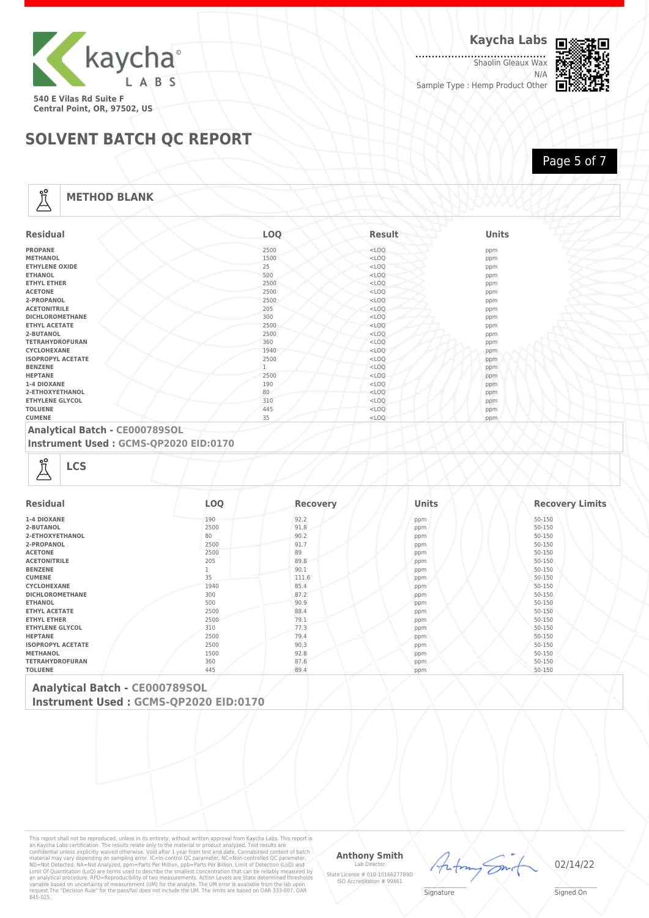Kaycha Labs

Shaolin Gleaux Wax

N/A

Sample Type : Hemp Product Other

540 E Vilas Rd Suite F
Central Point, OR, 97502, US

# SOLVENT BATCH QC REPORT

## METHOD BLANK

| Residual | LOQ | Result | Units |
|---|---|---|---|
| PROPANE | 2500 | <LOQ | ppm |
| METHANOL | 1500 | <LOQ | ppm |
| ETHYLENE OXIDE | 25 | <LOQ | ppm |
| ETHANOL | 500 | <LOQ | ppm |
| ETHYL ETHER | 2500 | <LOQ | ppm |
| ACETONE | 2500 | <LOQ | ppm |
| 2-PROPANOL | 2500 | <LOQ | ppm |
| ACETONITRILE | 205 | <LOQ | ppm |
| DICHLOROMETHANE | 300 | <LOQ | ppm |
| ETHYL ACETATE | 2500 | <LOQ | ppm |
| 2-BUTANOL | 2500 | <LOQ | ppm |
| TETRAHYDROFURAN | 360 | <LOQ | ppm |
| CYCLOHEXANE | 1940 | <LOQ | ppm |
| ISOPROPYL ACETATE | 2500 | <LOQ | ppm |
| BENZENE | 1 | <LOQ | ppm |
| HEPTANE | 2500 | <LOQ | ppm |
| 1-4 DIOXANE | 190 | <LOQ | ppm |
| 2-ETHOXYETHANOL | 80 | <LOQ | ppm |
| ETHYLENE GLYCOL | 310 | <LOQ | ppm |
| TOLUENE | 445 | <LOQ | ppm |
| CUMENE | 35 | <LOQ | ppm |

**Analytical Batch - CE000789SOL**
**Instrument Used : GCMS-QP2020 EID:0170**

## LCS

| Residual | LOQ | Recovery | Units | Recovery Limits |
|---|---|---|---|---|
| 1-4 DIOXANE | 190 | 92.2 | ppm | 50-150 |
| 2-BUTANOL | 2500 | 91.8 | ppm | 50-150 |
| 2-ETHOXYETHANOL | 80 | 90.2 | ppm | 50-150 |
| 2-PROPANOL | 2500 | 91.7 | ppm | 50-150 |
| ACETONE | 2500 | 89 | ppm | 50-150 |
| ACETONITRILE | 205 | 89.8 | ppm | 50-150 |
| BENZENE | 1 | 90.1 | ppm | 50-150 |
| CUMENE | 35 | 111.6 | ppm | 50-150 |
| CYCLOHEXANE | 1940 | 85.4 | ppm | 50-150 |
| DICHLOROMETHANE | 300 | 87.2 | ppm | 50-150 |
| ETHANOL | 500 | 90.9 | ppm | 50-150 |
| ETHYL ACETATE | 2500 | 88.4 | ppm | 50-150 |
| ETHYL ETHER | 2500 | 79.1 | ppm | 50-150 |
| ETHYLENE GLYCOL | 310 | 77.3 | ppm | 50-150 |
| HEPTANE | 2500 | 79.4 | ppm | 50-150 |
| ISOPROPYL ACETATE | 2500 | 90.3 | ppm | 50-150 |
| METHANOL | 1500 | 92.8 | ppm | 50-150 |
| TETRAHYDROFURAN | 360 | 87.6 | ppm | 50-150 |
| TOLUENE | 445 | 89.4 | ppm | 50-150 |

**Analytical Batch - CE000789SOL**
**Instrument Used : GCMS-QP2020 EID:0170**

This report shall not be reproduced, unless in its entirety, without written approval from Kaycha Labs. This report is an Kaycha Labs certification. The results relate only to the material or product analyzed. Test results are confidential unless explicitly waived otherwise. Void after 1 year from test end date. Cannabinoid content of batch material may vary depending on sampling error. IC=In-control QC parameter, NC=Non-controlled QC parameter, ND=Not Detected, NA=Not Analyzed, ppm=Parts Per Million, ppb=Parts Per Billion. Limit of Detection (LoD) and Limit Of Quantitation (LoQ) are terms used to describe the smallest concentration that can be reliably measured by an analytical procedure. RPD=Reproducibility of two measurements. Action Levels are State determined thresholds variable based on uncertainty of measurement (UM) for the analyte. The UM error is available from the lab upon request.The "Decision Rule" for the pass/fail does not include the UM. The limits are based on OAR 333-007, OAR 845-025.

**Anthony Smith**
Lab Director
State License # 010-10166277B9D
ISO Accreditation # 99861

Signature

02/14/22
Signed On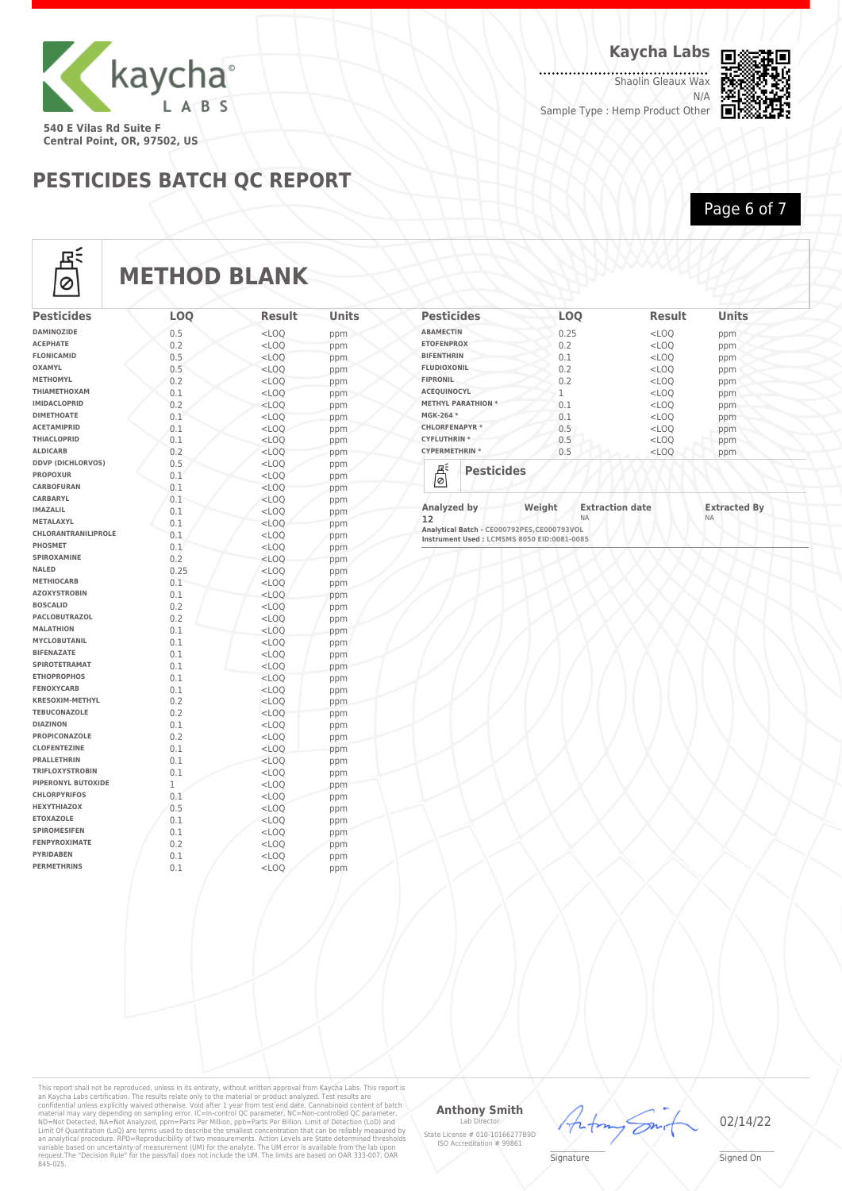Kaycha Labs

540 E Vilas Rd Suite F
Central Point, OR, 97502, US

**Kaycha Labs**
Shaolin Gleaux Wax
N/A
Sample Type : Hemp Product Other

# PESTICIDES BATCH QC REPORT

## METHOD BLANK

| Pesticides | LOQ | Result | Units |
|---|---|---|---|
| DAMINOZIDE | 0.5 | <LOQ | ppm |
| ACEPHATE | 0.2 | <LOQ | ppm |
| FLONICAMID | 0.5 | <LOQ | ppm |
| OXAMYL | 0.5 | <LOQ | ppm |
| METHOMYL | 0.2 | <LOQ | ppm |
| THIAMETHOXAM | 0.1 | <LOQ | ppm |
| IMIDACLOPRID | 0.2 | <LOQ | ppm |
| DIMETHOATE | 0.1 | <LOQ | ppm |
| ACETAMIPRID | 0.1 | <LOQ | ppm |
| THIACLOPRID | 0.1 | <LOQ | ppm |
| ALDICARB | 0.2 | <LOQ | ppm |
| DDVP (DICHLORVOS) | 0.5 | <LOQ | ppm |
| PROPOXUR | 0.1 | <LOQ | ppm |
| CARBOFURAN | 0.1 | <LOQ | ppm |
| CARBARYL | 0.1 | <LOQ | ppm |
| IMAZALIL | 0.1 | <LOQ | ppm |
| METALAXYL | 0.1 | <LOQ | ppm |
| CHLORANTRANILIPROLE | 0.1 | <LOQ | ppm |
| PHOSMET | 0.1 | <LOQ | ppm |
| SPIROXAMINE | 0.2 | <LOQ | ppm |
| NALED | 0.25 | <LOQ | ppm |
| METHIOCARB | 0.1 | <LOQ | ppm |
| AZOXYSTROBIN | 0.1 | <LOQ | ppm |
| BOSCALID | 0.2 | <LOQ | ppm |
| PACLOBUTRAZOL | 0.2 | <LOQ | ppm |
| MALATHION | 0.1 | <LOQ | ppm |
| MYCLOBUTANIL | 0.1 | <LOQ | ppm |
| BIFENAZATE | 0.1 | <LOQ | ppm |
| SPIROTETRAMAT | 0.1 | <LOQ | ppm |
| ETHOPROPHOS | 0.1 | <LOQ | ppm |
| FENOXYCARB | 0.1 | <LOQ | ppm |
| KRESOXIM-METHYL | 0.2 | <LOQ | ppm |
| TEBUCONAZOLE | 0.2 | <LOQ | ppm |
| DIAZINON | 0.1 | <LOQ | ppm |
| PROPICONAZOLE | 0.2 | <LOQ | ppm |
| CLOFENTEZINE | 0.1 | <LOQ | ppm |
| PRALLETHRIN | 0.1 | <LOQ | ppm |
| TRIFLOXYSTROBIN | 0.1 | <LOQ | ppm |
| PIPERONYL BUTOXIDE | 1 | <LOQ | ppm |
| CHLORPYRIFOS | 0.1 | <LOQ | ppm |
| HEXYTHIAZOX | 0.5 | <LOQ | ppm |
| ETOXAZOLE | 0.1 | <LOQ | ppm |
| SPIROMESIFEN | 0.1 | <LOQ | ppm |
| FENPYROXIMATE | 0.2 | <LOQ | ppm |
| PYRIDABEN | 0.1 | <LOQ | ppm |
| PERMETHRINS | 0.1 | <LOQ | ppm |
| ABAMECTIN | 0.25 | <LOQ | ppm |
| ETOFENPROX | 0.2 | <LOQ | ppm |
| BIFENTHRIN | 0.1 | <LOQ | ppm |
| FLUDIOXONIL | 0.2 | <LOQ | ppm |
| FIPRONIL | 0.2 | <LOQ | ppm |
| ACEQUINOCYL | 1 | <LOQ | ppm |
| METHYL PARATHION * | 0.1 | <LOQ | ppm |
| MGK-264 * | 0.1 | <LOQ | ppm |
| CHLORFENAPYR * | 0.5 | <LOQ | ppm |
| CYFLUTHRIN * | 0.5 | <LOQ | ppm |
| CYPERMETHRIN * | 0.5 | <LOQ | ppm |

### Pesticides

| Analyzed by | Weight | Extraction date | Extracted By |
|---|---|---|---|
| 12 | | NA | NA |

Analytical Batch - CE000792PES,CE000793VOL
Instrument Used : LCMSMS 8050 EID:0081-0085

This report shall not be reproduced, unless in its entirety, without written approval from Kaycha Labs. This report is an Kaycha Labs certification. The results relate only to the material or product analyzed. Test results are confidential unless explicitly waived otherwise. Void after 1 year from test end date. Cannabinoid content of batch material may vary depending on sampling error. IC=In-control QC parameter, NC=Non-controlled QC parameter, ND=Not Detected, NA=Not Analyzed, ppm=Parts Per Million, ppb=Parts Per Billion. Limit of Detection (LoD) and Limit Of Quantitation (LoQ) are terms used to describe the smallest concentration that can be reliably measured by an analytical procedure. RPD=Reproducibility of two measurements. Action Levels are State determined thresholds variable based on uncertainty of measurement (UM) for the analyte. The UM error is available from the lab upon request.The "Decision Rule" for the pass/fail does not include the UM. The limits are based on OAR 333-007, OAR 845-025.

**Anthony Smith**
Lab Director
State License # 010-10166277B9D
ISO Accreditation # 99861

Signature

02/14/22
Signed On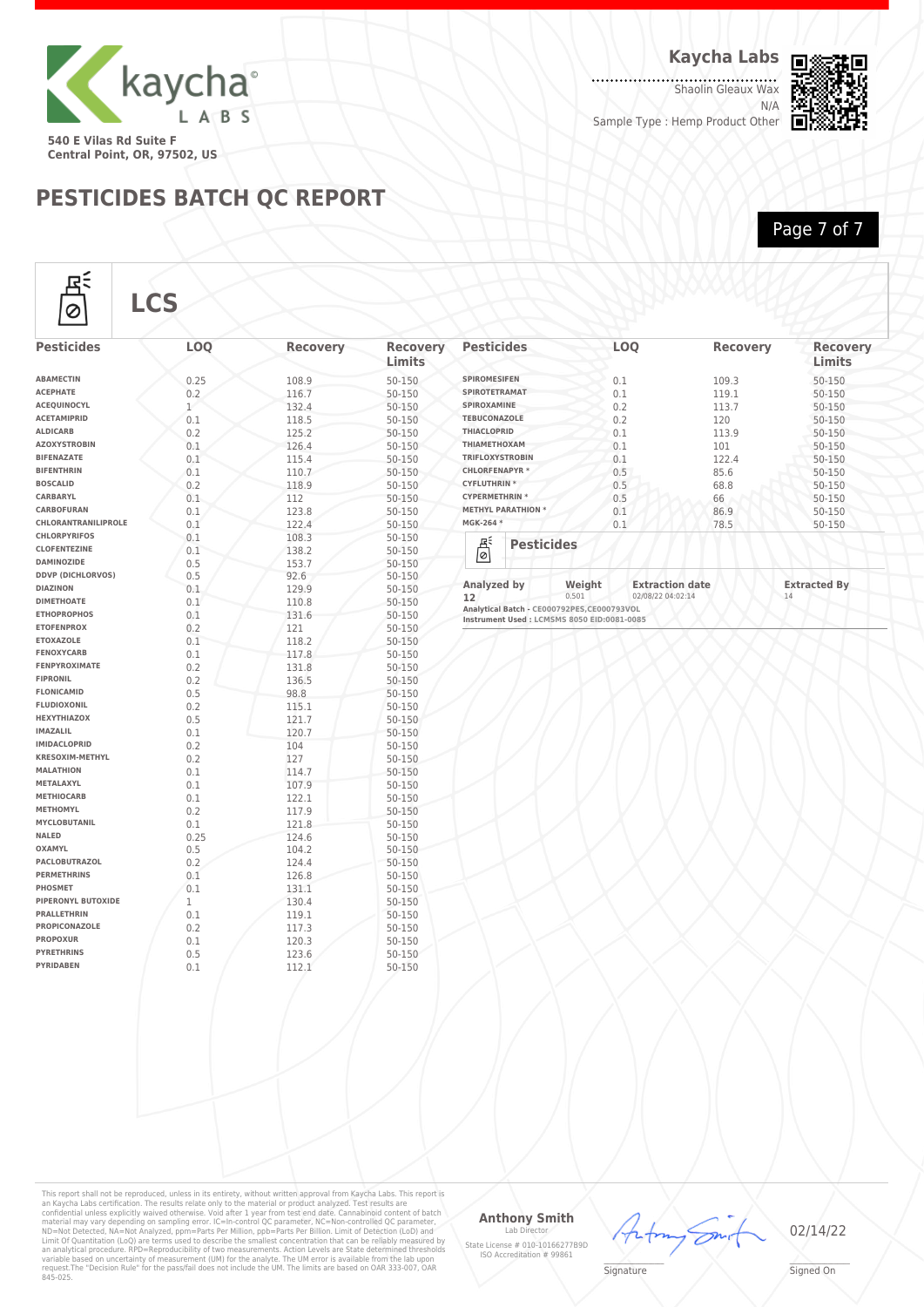Kaycha Labs

Shaolin Gleaux Wax
N/A
Sample Type : Hemp Product Other

540 E Vilas Rd Suite F
Central Point, OR, 97502, US

# PESTICIDES BATCH QC REPORT

## LCS

| Pesticides | LOQ | Recovery | Recovery Limits |
|---|---|---|---|
| ABAMECTIN | 0.25 | 108.9 | 50-150 |
| ACEPHATE | 0.2 | 116.7 | 50-150 |
| ACEQUINOCYL | 1 | 132.4 | 50-150 |
| ACETAMIPRID | 0.1 | 118.5 | 50-150 |
| ALDICARB | 0.2 | 125.2 | 50-150 |
| AZOXYSTROBIN | 0.1 | 126.4 | 50-150 |
| BIFENAZATE | 0.1 | 115.4 | 50-150 |
| BIFENTHRIN | 0.1 | 110.7 | 50-150 |
| BOSCALID | 0.2 | 118.9 | 50-150 |
| CARBARYL | 0.1 | 112 | 50-150 |
| CARBOFURAN | 0.1 | 123.8 | 50-150 |
| CHLORANTRANILIPROLE | 0.1 | 122.4 | 50-150 |
| CHLORPYRIFOS | 0.1 | 108.3 | 50-150 |
| CLOFENTEZINE | 0.1 | 138.2 | 50-150 |
| DAMINOZIDE | 0.5 | 153.7 | 50-150 |
| DDVP (DICHLORVOS) | 0.5 | 92.6 | 50-150 |
| DIAZINON | 0.1 | 129.9 | 50-150 |
| DIMETHOATE | 0.1 | 110.8 | 50-150 |
| ETHOPROPHOS | 0.1 | 131.6 | 50-150 |
| ETOFENPROX | 0.2 | 121 | 50-150 |
| ETOXAZOLE | 0.1 | 118.2 | 50-150 |
| FENOXYCARB | 0.1 | 117.8 | 50-150 |
| FENPYROXIMATE | 0.2 | 131.8 | 50-150 |
| FIPRONIL | 0.2 | 136.5 | 50-150 |
| FLONICAMID | 0.5 | 98.8 | 50-150 |
| FLUDIOXONIL | 0.2 | 115.1 | 50-150 |
| HEXYTHIAZOX | 0.5 | 121.7 | 50-150 |
| IMAZALIL | 0.1 | 120.7 | 50-150 |
| IMIDACLOPRID | 0.2 | 104 | 50-150 |
| KRESOXIM-METHYL | 0.2 | 127 | 50-150 |
| MALATHION | 0.1 | 114.7 | 50-150 |
| METALAXYL | 0.1 | 107.9 | 50-150 |
| METHIOCARB | 0.1 | 122.1 | 50-150 |
| METHOMYL | 0.2 | 117.9 | 50-150 |
| MYCLOBUTANIL | 0.1 | 121.8 | 50-150 |
| NALED | 0.25 | 124.6 | 50-150 |
| OXAMYL | 0.5 | 104.2 | 50-150 |
| PACLOBUTRAZOL | 0.2 | 124.4 | 50-150 |
| PERMETHRINS | 0.1 | 126.8 | 50-150 |
| PHOSMET | 0.1 | 131.1 | 50-150 |
| PIPERONYL BUTOXIDE | 1 | 130.4 | 50-150 |
| PRALLETHRIN | 0.1 | 119.1 | 50-150 |
| PROPICONAZOLE | 0.2 | 117.3 | 50-150 |
| PROPOXUR | 0.1 | 120.3 | 50-150 |
| PYRETHRINS | 0.5 | 123.6 | 50-150 |
| PYRIDABEN | 0.1 | 112.1 | 50-150 |
| SPIROMESIFEN | 0.1 | 109.3 | 50-150 |
| SPIROTETRAMAT | 0.1 | 119.1 | 50-150 |
| SPIROXAMINE | 0.2 | 113.7 | 50-150 |
| TEBUCONAZOLE | 0.2 | 120 | 50-150 |
| THIACLOPRID | 0.1 | 113.9 | 50-150 |
| THIAMETHOXAM | 0.1 | 101 | 50-150 |
| TRIFLOXYSTROBIN | 0.1 | 122.4 | 50-150 |
| CHLORFENAPYR * | 0.5 | 85.6 | 50-150 |
| CYFLUTHRIN * | 0.5 | 68.8 | 50-150 |
| CYPERMETHRIN * | 0.5 | 66 | 50-150 |
| METHYL PARATHION * | 0.1 | 86.9 | 50-150 |
| MGK-264 * | 0.1 | 78.5 | 50-150 |

### Pesticides

| Analyzed by | Weight | Extraction date | Extracted By |
|---|---|---|---|
| 12 | 0.501 | 02/08/22 04:02:14 | 14 |

Analytical Batch - CE000792PES,CE000793VOL
Instrument Used : LCMSMS 8050 EID:0081-0085

This report shall not be reproduced, unless in its entirety, without written approval from Kaycha Labs. This report is an Kaycha Labs certification. The results relate only to the material or product analyzed. Test results are confidential unless explicitly waived otherwise. Void after 1 year from test end date. Cannabinoid content of batch material may vary depending on sampling error. IC=In-control QC parameter, NC=Non-controlled QC parameter, ND=Not Detected, NA=Not Analyzed, ppm=Parts Per Million, ppb=Parts Per Billion. Limit of Detection (LoD) and Limit Of Quantitation (LoQ) are terms used to describe the smallest concentration that can be reliably measured by an analytical procedure. RPD=Reproducibility of two measurements. Action Levels are State determined thresholds variable based on uncertainty of measurement (UM) for the analyte. The UM error is available from the lab upon request.The "Decision Rule" for the pass/fail does not include the UM. The limits are based on OAR 333-007, OAR 845-025.

**Anthony Smith**
Lab Director
State License # 010-10166277B9D
ISO Accreditation # 99861

Signature

02/14/22
Signed On